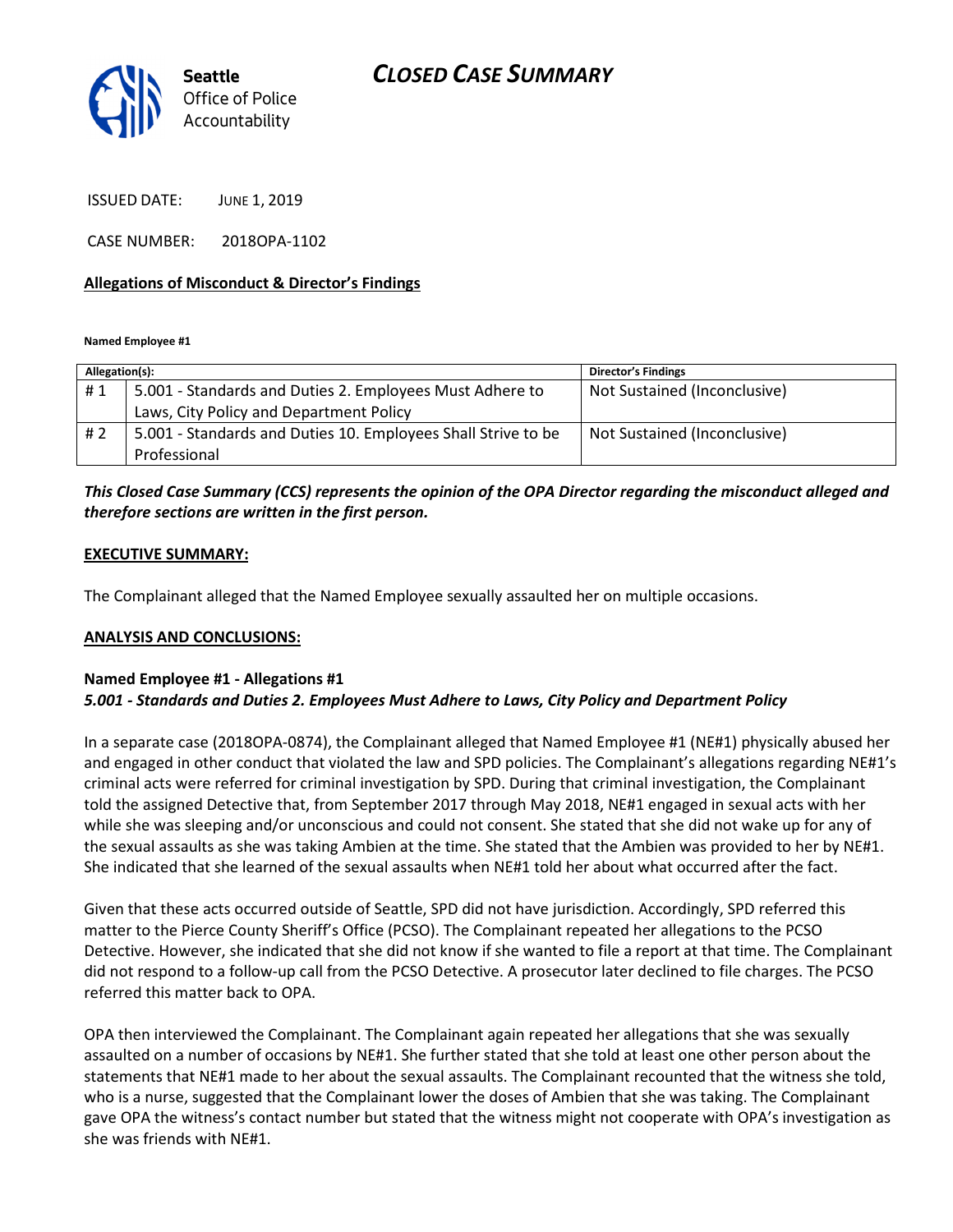**Seattle** Office of Police Accountability

# *CLOSED CASE SUMMARY*

ISSUED DATE: JUNE 1, 2019

CASE NUMBER: 2018OPA-1102

**Allegations of Misconduct & Director's Findings**

**Named Employee #1**

| Allegation(s): | | Director's Findings |
|---|---|---|
| # 1 | 5.001 - Standards and Duties 2. Employees Must Adhere to Laws, City Policy and Department Policy | Not Sustained (Inconclusive) |
| # 2 | 5.001 - Standards and Duties 10. Employees Shall Strive to be Professional | Not Sustained (Inconclusive) |

***This Closed Case Summary (CCS) represents the opinion of the OPA Director regarding the misconduct alleged and therefore sections are written in the first person.***

**EXECUTIVE SUMMARY:**

The Complainant alleged that the Named Employee sexually assaulted her on multiple occasions.

**ANALYSIS AND CONCLUSIONS:**

**Named Employee #1 - Allegations #1**
***5.001 - Standards and Duties 2. Employees Must Adhere to Laws, City Policy and Department Policy***

In a separate case (2018OPA-0874), the Complainant alleged that Named Employee #1 (NE#1) physically abused her and engaged in other conduct that violated the law and SPD policies. The Complainant's allegations regarding NE#1's criminal acts were referred for criminal investigation by SPD. During that criminal investigation, the Complainant told the assigned Detective that, from September 2017 through May 2018, NE#1 engaged in sexual acts with her while she was sleeping and/or unconscious and could not consent. She stated that she did not wake up for any of the sexual assaults as she was taking Ambien at the time. She stated that the Ambien was provided to her by NE#1. She indicated that she learned of the sexual assaults when NE#1 told her about what occurred after the fact.

Given that these acts occurred outside of Seattle, SPD did not have jurisdiction. Accordingly, SPD referred this matter to the Pierce County Sheriff's Office (PCSO). The Complainant repeated her allegations to the PCSO Detective. However, she indicated that she did not know if she wanted to file a report at that time. The Complainant did not respond to a follow-up call from the PCSO Detective. A prosecutor later declined to file charges. The PCSO referred this matter back to OPA.

OPA then interviewed the Complainant. The Complainant again repeated her allegations that she was sexually assaulted on a number of occasions by NE#1. She further stated that she told at least one other person about the statements that NE#1 made to her about the sexual assaults. The Complainant recounted that the witness she told, who is a nurse, suggested that the Complainant lower the doses of Ambien that she was taking. The Complainant gave OPA the witness's contact number but stated that the witness might not cooperate with OPA's investigation as she was friends with NE#1.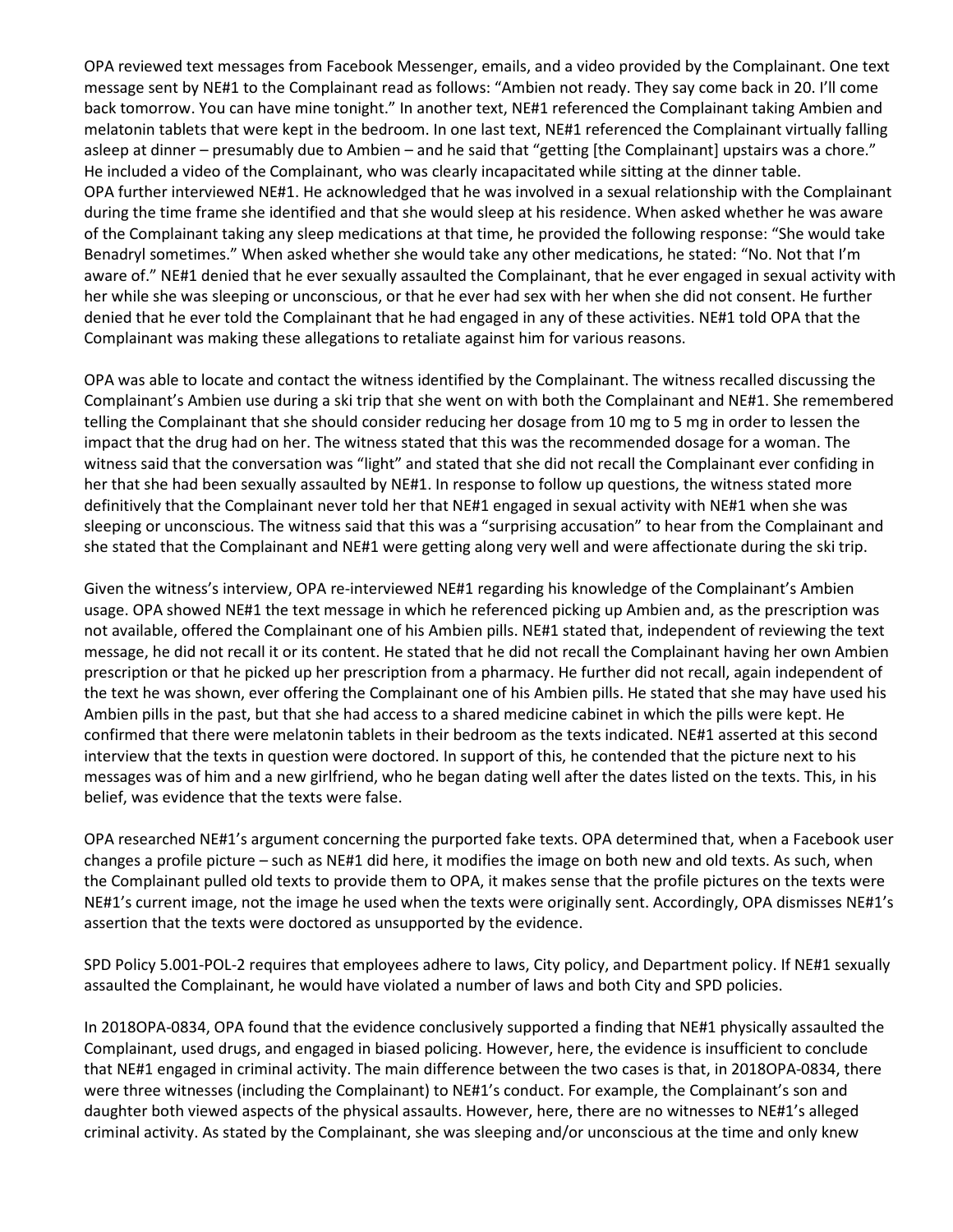OPA reviewed text messages from Facebook Messenger, emails, and a video provided by the Complainant. One text message sent by NE#1 to the Complainant read as follows: "Ambien not ready. They say come back in 20. I'll come back tomorrow. You can have mine tonight." In another text, NE#1 referenced the Complainant taking Ambien and melatonin tablets that were kept in the bedroom. In one last text, NE#1 referenced the Complainant virtually falling asleep at dinner – presumably due to Ambien – and he said that "getting [the Complainant] upstairs was a chore." He included a video of the Complainant, who was clearly incapacitated while sitting at the dinner table.
OPA further interviewed NE#1. He acknowledged that he was involved in a sexual relationship with the Complainant during the time frame she identified and that she would sleep at his residence. When asked whether he was aware of the Complainant taking any sleep medications at that time, he provided the following response: "She would take Benadryl sometimes." When asked whether she would take any other medications, he stated: "No. Not that I'm aware of." NE#1 denied that he ever sexually assaulted the Complainant, that he ever engaged in sexual activity with her while she was sleeping or unconscious, or that he ever had sex with her when she did not consent. He further denied that he ever told the Complainant that he had engaged in any of these activities. NE#1 told OPA that the Complainant was making these allegations to retaliate against him for various reasons.

OPA was able to locate and contact the witness identified by the Complainant. The witness recalled discussing the Complainant's Ambien use during a ski trip that she went on with both the Complainant and NE#1. She remembered telling the Complainant that she should consider reducing her dosage from 10 mg to 5 mg in order to lessen the impact that the drug had on her. The witness stated that this was the recommended dosage for a woman. The witness said that the conversation was "light" and stated that she did not recall the Complainant ever confiding in her that she had been sexually assaulted by NE#1. In response to follow up questions, the witness stated more definitively that the Complainant never told her that NE#1 engaged in sexual activity with NE#1 when she was sleeping or unconscious. The witness said that this was a "surprising accusation" to hear from the Complainant and she stated that the Complainant and NE#1 were getting along very well and were affectionate during the ski trip.

Given the witness's interview, OPA re-interviewed NE#1 regarding his knowledge of the Complainant's Ambien usage. OPA showed NE#1 the text message in which he referenced picking up Ambien and, as the prescription was not available, offered the Complainant one of his Ambien pills. NE#1 stated that, independent of reviewing the text message, he did not recall it or its content. He stated that he did not recall the Complainant having her own Ambien prescription or that he picked up her prescription from a pharmacy. He further did not recall, again independent of the text he was shown, ever offering the Complainant one of his Ambien pills. He stated that she may have used his Ambien pills in the past, but that she had access to a shared medicine cabinet in which the pills were kept. He confirmed that there were melatonin tablets in their bedroom as the texts indicated. NE#1 asserted at this second interview that the texts in question were doctored. In support of this, he contended that the picture next to his messages was of him and a new girlfriend, who he began dating well after the dates listed on the texts. This, in his belief, was evidence that the texts were false.

OPA researched NE#1's argument concerning the purported fake texts. OPA determined that, when a Facebook user changes a profile picture – such as NE#1 did here, it modifies the image on both new and old texts. As such, when the Complainant pulled old texts to provide them to OPA, it makes sense that the profile pictures on the texts were NE#1's current image, not the image he used when the texts were originally sent. Accordingly, OPA dismisses NE#1's assertion that the texts were doctored as unsupported by the evidence.

SPD Policy 5.001-POL-2 requires that employees adhere to laws, City policy, and Department policy. If NE#1 sexually assaulted the Complainant, he would have violated a number of laws and both City and SPD policies.

In 2018OPA-0834, OPA found that the evidence conclusively supported a finding that NE#1 physically assaulted the Complainant, used drugs, and engaged in biased policing. However, here, the evidence is insufficient to conclude that NE#1 engaged in criminal activity. The main difference between the two cases is that, in 2018OPA-0834, there were three witnesses (including the Complainant) to NE#1's conduct. For example, the Complainant's son and daughter both viewed aspects of the physical assaults. However, here, there are no witnesses to NE#1's alleged criminal activity. As stated by the Complainant, she was sleeping and/or unconscious at the time and only knew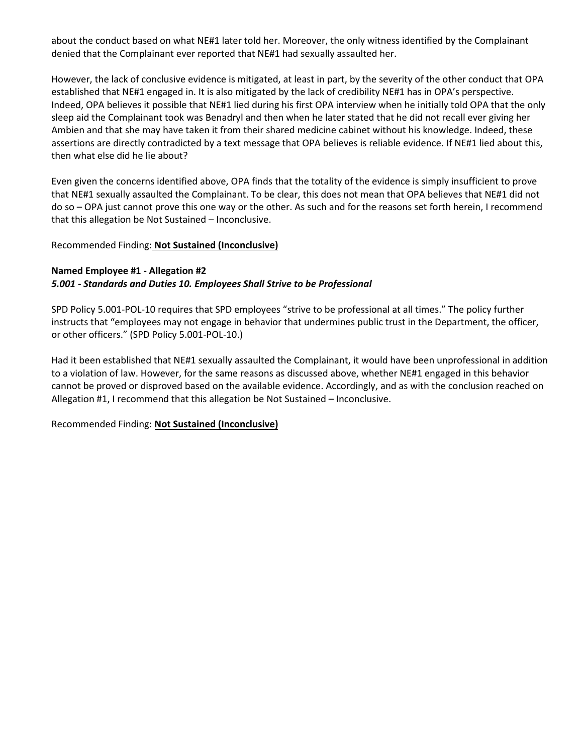about the conduct based on what NE#1 later told her. Moreover, the only witness identified by the Complainant denied that the Complainant ever reported that NE#1 had sexually assaulted her.

However, the lack of conclusive evidence is mitigated, at least in part, by the severity of the other conduct that OPA established that NE#1 engaged in. It is also mitigated by the lack of credibility NE#1 has in OPA's perspective. Indeed, OPA believes it possible that NE#1 lied during his first OPA interview when he initially told OPA that the only sleep aid the Complainant took was Benadryl and then when he later stated that he did not recall ever giving her Ambien and that she may have taken it from their shared medicine cabinet without his knowledge. Indeed, these assertions are directly contradicted by a text message that OPA believes is reliable evidence. If NE#1 lied about this, then what else did he lie about?

Even given the concerns identified above, OPA finds that the totality of the evidence is simply insufficient to prove that NE#1 sexually assaulted the Complainant. To be clear, this does not mean that OPA believes that NE#1 did not do so – OPA just cannot prove this one way or the other. As such and for the reasons set forth herein, I recommend that this allegation be Not Sustained – Inconclusive.

Recommended Finding: **Not Sustained (Inconclusive)**

**Named Employee #1 - Allegation #2**
***5.001 - Standards and Duties 10. Employees Shall Strive to be Professional***

SPD Policy 5.001-POL-10 requires that SPD employees "strive to be professional at all times." The policy further instructs that "employees may not engage in behavior that undermines public trust in the Department, the officer, or other officers." (SPD Policy 5.001-POL-10.)

Had it been established that NE#1 sexually assaulted the Complainant, it would have been unprofessional in addition to a violation of law. However, for the same reasons as discussed above, whether NE#1 engaged in this behavior cannot be proved or disproved based on the available evidence. Accordingly, and as with the conclusion reached on Allegation #1, I recommend that this allegation be Not Sustained – Inconclusive.

Recommended Finding: **Not Sustained (Inconclusive)**